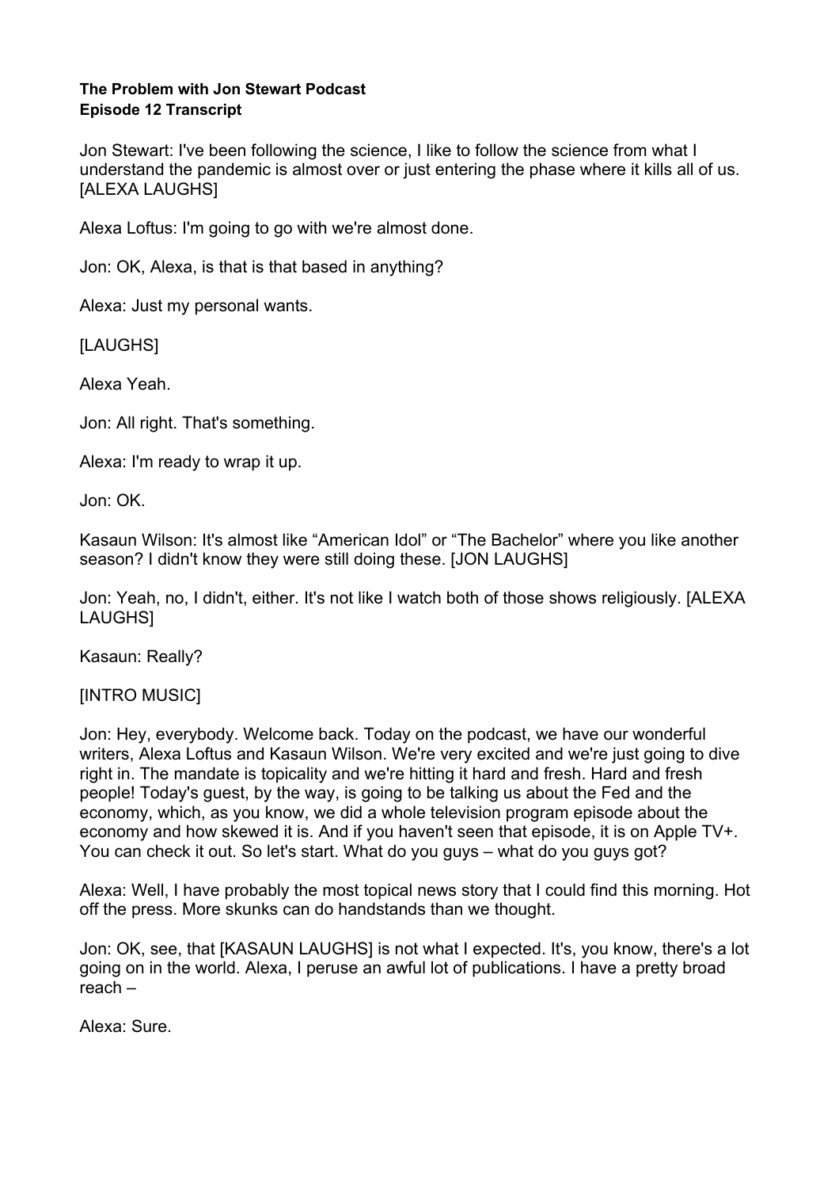**The Problem with Jon Stewart Podcast**
**Episode 12 Transcript**

Jon Stewart: I've been following the science, I like to follow the science from what I understand the pandemic is almost over or just entering the phase where it kills all of us. [ALEXA LAUGHS]

Alexa Loftus: I'm going to go with we're almost done.

Jon: OK, Alexa, is that is that based in anything?

Alexa: Just my personal wants.

[LAUGHS]

Alexa Yeah.

Jon: All right. That's something.

Alexa: I'm ready to wrap it up.

Jon: OK.

Kasaun Wilson: It's almost like "American Idol" or "The Bachelor" where you like another season? I didn't know they were still doing these. [JON LAUGHS]

Jon: Yeah, no, I didn't, either. It's not like I watch both of those shows religiously. [ALEXA LAUGHS]

Kasaun: Really?

[INTRO MUSIC]

Jon: Hey, everybody. Welcome back. Today on the podcast, we have our wonderful writers, Alexa Loftus and Kasaun Wilson. We're very excited and we're just going to dive right in. The mandate is topicality and we're hitting it hard and fresh. Hard and fresh people! Today's guest, by the way, is going to be talking us about the Fed and the economy, which, as you know, we did a whole television program episode about the economy and how skewed it is. And if you haven't seen that episode, it is on Apple TV+. You can check it out. So let's start. What do you guys – what do you guys got?

Alexa: Well, I have probably the most topical news story that I could find this morning. Hot off the press. More skunks can do handstands than we thought.

Jon: OK, see, that [KASAUN LAUGHS] is not what I expected. It's, you know, there's a lot going on in the world. Alexa, I peruse an awful lot of publications. I have a pretty broad reach –

Alexa: Sure.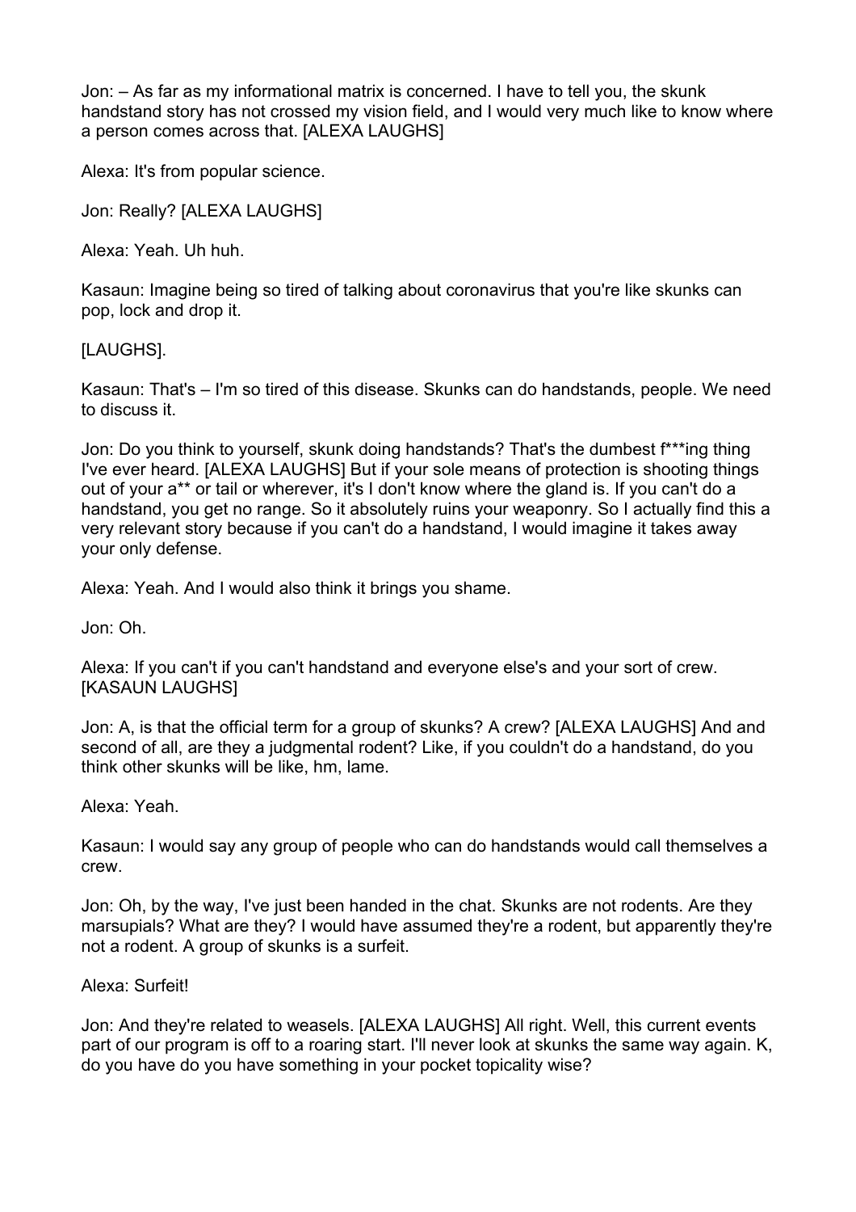Jon: – As far as my informational matrix is concerned. I have to tell you, the skunk handstand story has not crossed my vision field, and I would very much like to know where a person comes across that. [ALEXA LAUGHS]

Alexa: It's from popular science.

Jon: Really? [ALEXA LAUGHS]

Alexa: Yeah. Uh huh.

Kasaun: Imagine being so tired of talking about coronavirus that you're like skunks can pop, lock and drop it.

[LAUGHS].

Kasaun: That's – I'm so tired of this disease. Skunks can do handstands, people. We need to discuss it.

Jon: Do you think to yourself, skunk doing handstands? That's the dumbest f***ing thing I've ever heard. [ALEXA LAUGHS] But if your sole means of protection is shooting things out of your a** or tail or wherever, it's I don't know where the gland is. If you can't do a handstand, you get no range. So it absolutely ruins your weaponry. So I actually find this a very relevant story because if you can't do a handstand, I would imagine it takes away your only defense.

Alexa: Yeah. And I would also think it brings you shame.

Jon: Oh.

Alexa: If you can't if you can't handstand and everyone else's and your sort of crew. [KASAUN LAUGHS]

Jon: A, is that the official term for a group of skunks? A crew? [ALEXA LAUGHS] And and second of all, are they a judgmental rodent? Like, if you couldn't do a handstand, do you think other skunks will be like, hm, lame.

Alexa: Yeah.

Kasaun: I would say any group of people who can do handstands would call themselves a crew.

Jon: Oh, by the way, I've just been handed in the chat. Skunks are not rodents. Are they marsupials? What are they? I would have assumed they're a rodent, but apparently they're not a rodent. A group of skunks is a surfeit.

Alexa: Surfeit!

Jon: And they're related to weasels. [ALEXA LAUGHS] All right. Well, this current events part of our program is off to a roaring start. I'll never look at skunks the same way again. K, do you have do you have something in your pocket topicality wise?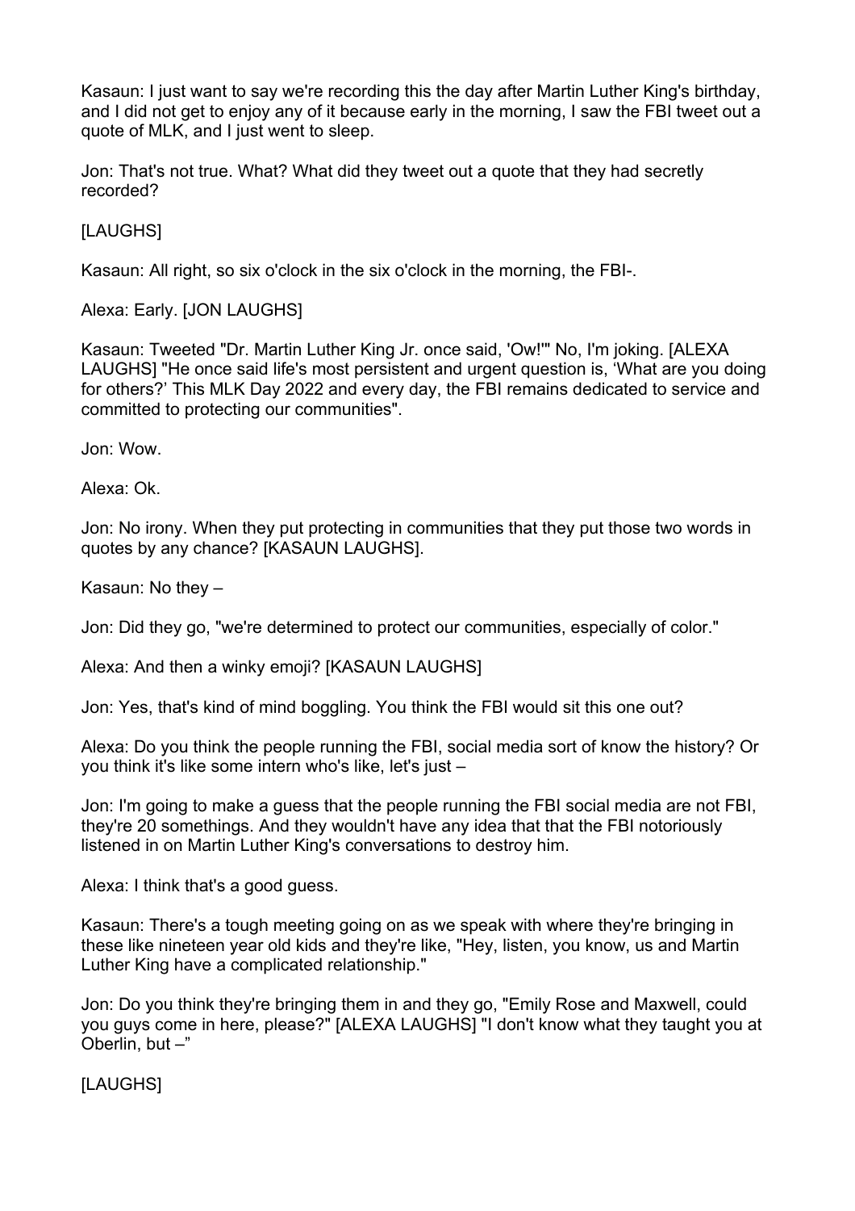Kasaun: I just want to say we're recording this the day after Martin Luther King's birthday, and I did not get to enjoy any of it because early in the morning, I saw the FBI tweet out a quote of MLK, and I just went to sleep.

Jon: That's not true. What? What did they tweet out a quote that they had secretly recorded?

[LAUGHS]

Kasaun: All right, so six o'clock in the six o'clock in the morning, the FBI-.

Alexa: Early. [JON LAUGHS]

Kasaun: Tweeted "Dr. Martin Luther King Jr. once said, 'Ow!'" No, I'm joking. [ALEXA LAUGHS] "He once said life's most persistent and urgent question is, 'What are you doing for others?' This MLK Day 2022 and every day, the FBI remains dedicated to service and committed to protecting our communities".

Jon: Wow.

Alexa: Ok.

Jon: No irony. When they put protecting in communities that they put those two words in quotes by any chance? [KASAUN LAUGHS].

Kasaun: No they –

Jon: Did they go, "we're determined to protect our communities, especially of color."

Alexa: And then a winky emoji? [KASAUN LAUGHS]

Jon: Yes, that's kind of mind boggling. You think the FBI would sit this one out?

Alexa: Do you think the people running the FBI, social media sort of know the history? Or you think it's like some intern who's like, let's just –

Jon: I'm going to make a guess that the people running the FBI social media are not FBI, they're 20 somethings. And they wouldn't have any idea that that the FBI notoriously listened in on Martin Luther King's conversations to destroy him.

Alexa: I think that's a good guess.

Kasaun: There's a tough meeting going on as we speak with where they're bringing in these like nineteen year old kids and they're like, "Hey, listen, you know, us and Martin Luther King have a complicated relationship."

Jon: Do you think they're bringing them in and they go, "Emily Rose and Maxwell, could you guys come in here, please?" [ALEXA LAUGHS] "I don't know what they taught you at Oberlin, but –"

[LAUGHS]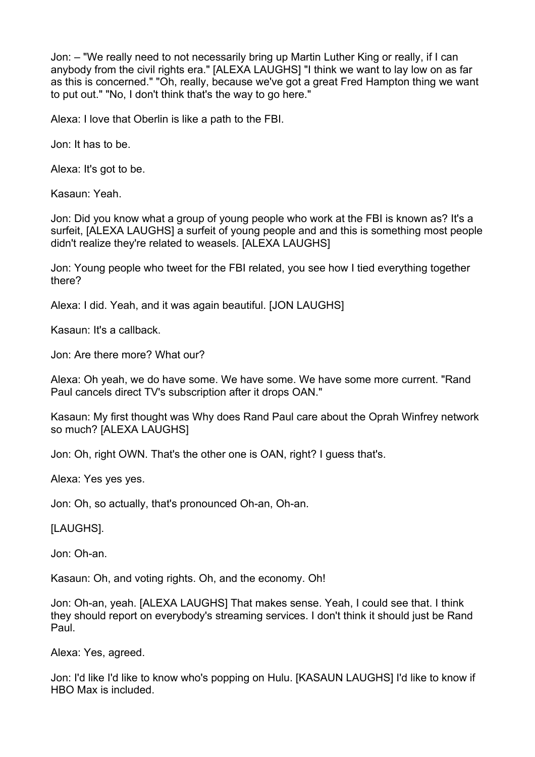Jon: – "We really need to not necessarily bring up Martin Luther King or really, if I can anybody from the civil rights era." [ALEXA LAUGHS] "I think we want to lay low on as far as this is concerned." "Oh, really, because we've got a great Fred Hampton thing we want to put out." "No, I don't think that's the way to go here."

Alexa: I love that Oberlin is like a path to the FBI.

Jon: It has to be.

Alexa: It's got to be.

Kasaun: Yeah.

Jon: Did you know what a group of young people who work at the FBI is known as? It's a surfeit, [ALEXA LAUGHS] a surfeit of young people and and this is something most people didn't realize they're related to weasels. [ALEXA LAUGHS]

Jon: Young people who tweet for the FBI related, you see how I tied everything together there?

Alexa: I did. Yeah, and it was again beautiful. [JON LAUGHS]

Kasaun: It's a callback.

Jon: Are there more? What our?

Alexa: Oh yeah, we do have some. We have some. We have some more current. "Rand Paul cancels direct TV's subscription after it drops OAN."

Kasaun: My first thought was Why does Rand Paul care about the Oprah Winfrey network so much? [ALEXA LAUGHS]

Jon: Oh, right OWN. That's the other one is OAN, right? I guess that's.

Alexa: Yes yes yes.

Jon: Oh, so actually, that's pronounced Oh-an, Oh-an.

[LAUGHS].

Jon: Oh-an.

Kasaun: Oh, and voting rights. Oh, and the economy. Oh!

Jon: Oh-an, yeah. [ALEXA LAUGHS] That makes sense. Yeah, I could see that. I think they should report on everybody's streaming services. I don't think it should just be Rand Paul.

Alexa: Yes, agreed.

Jon: I'd like I'd like to know who's popping on Hulu. [KASAUN LAUGHS] I'd like to know if HBO Max is included.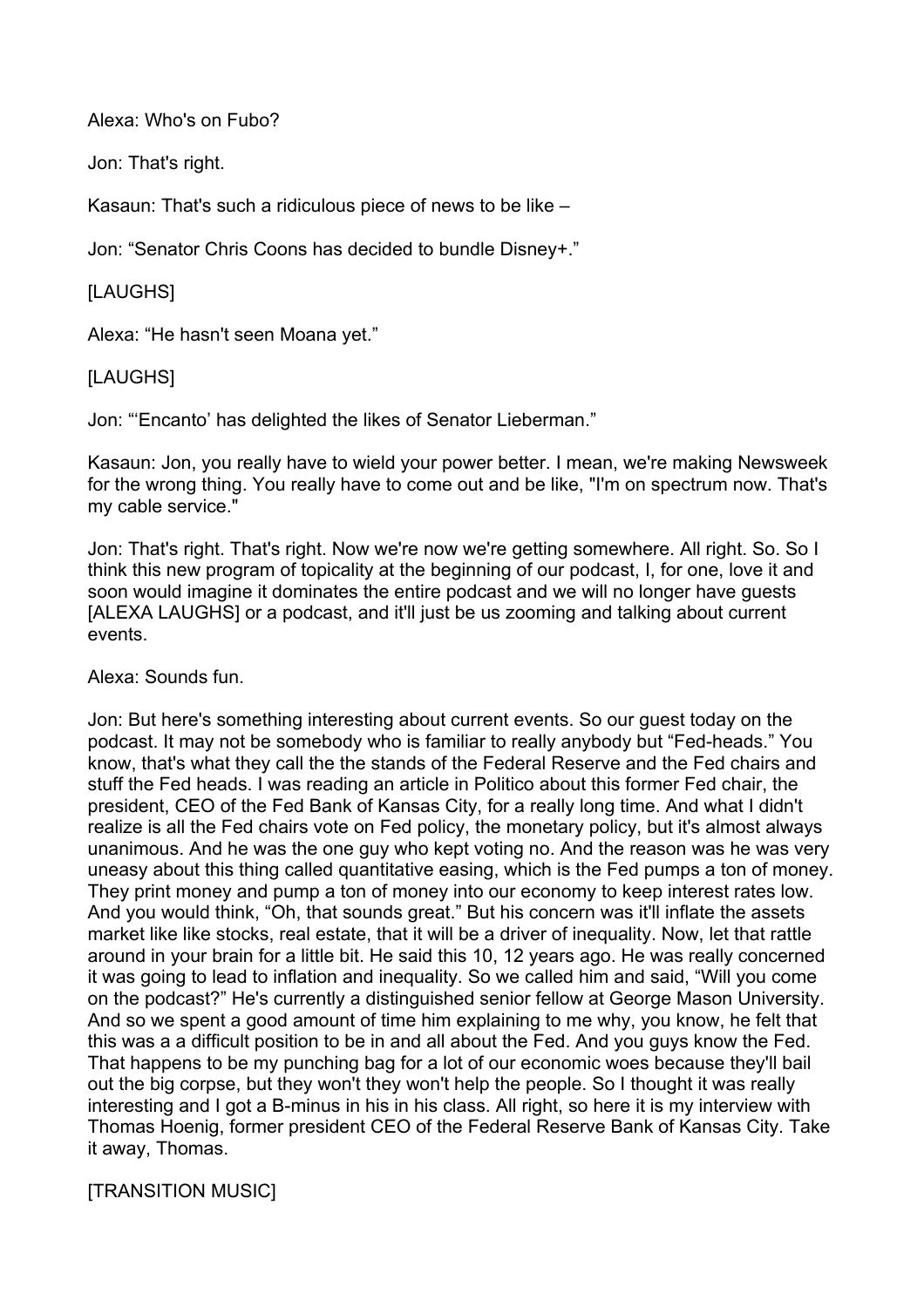Alexa: Who's on Fubo?

Jon: That's right.

Kasaun: That's such a ridiculous piece of news to be like –

Jon: "Senator Chris Coons has decided to bundle Disney+."

[LAUGHS]

Alexa: "He hasn't seen Moana yet."

[LAUGHS]

Jon: "'Encanto' has delighted the likes of Senator Lieberman."

Kasaun: Jon, you really have to wield your power better. I mean, we're making Newsweek for the wrong thing. You really have to come out and be like, "I'm on spectrum now. That's my cable service."

Jon: That's right. That's right. Now we're now we're getting somewhere. All right. So. So I think this new program of topicality at the beginning of our podcast, I, for one, love it and soon would imagine it dominates the entire podcast and we will no longer have guests [ALEXA LAUGHS] or a podcast, and it'll just be us zooming and talking about current events.

Alexa: Sounds fun.

Jon: But here's something interesting about current events. So our guest today on the podcast. It may not be somebody who is familiar to really anybody but "Fed-heads." You know, that's what they call the the stands of the Federal Reserve and the Fed chairs and stuff the Fed heads. I was reading an article in Politico about this former Fed chair, the president, CEO of the Fed Bank of Kansas City, for a really long time. And what I didn't realize is all the Fed chairs vote on Fed policy, the monetary policy, but it's almost always unanimous. And he was the one guy who kept voting no. And the reason was he was very uneasy about this thing called quantitative easing, which is the Fed pumps a ton of money. They print money and pump a ton of money into our economy to keep interest rates low. And you would think, "Oh, that sounds great." But his concern was it'll inflate the assets market like like stocks, real estate, that it will be a driver of inequality. Now, let that rattle around in your brain for a little bit. He said this 10, 12 years ago. He was really concerned it was going to lead to inflation and inequality. So we called him and said, "Will you come on the podcast?" He's currently a distinguished senior fellow at George Mason University. And so we spent a good amount of time him explaining to me why, you know, he felt that this was a a difficult position to be in and all about the Fed. And you guys know the Fed. That happens to be my punching bag for a lot of our economic woes because they'll bail out the big corpse, but they won't they won't help the people. So I thought it was really interesting and I got a B-minus in his in his class. All right, so here it is my interview with Thomas Hoenig, former president CEO of the Federal Reserve Bank of Kansas City. Take it away, Thomas.

[TRANSITION MUSIC]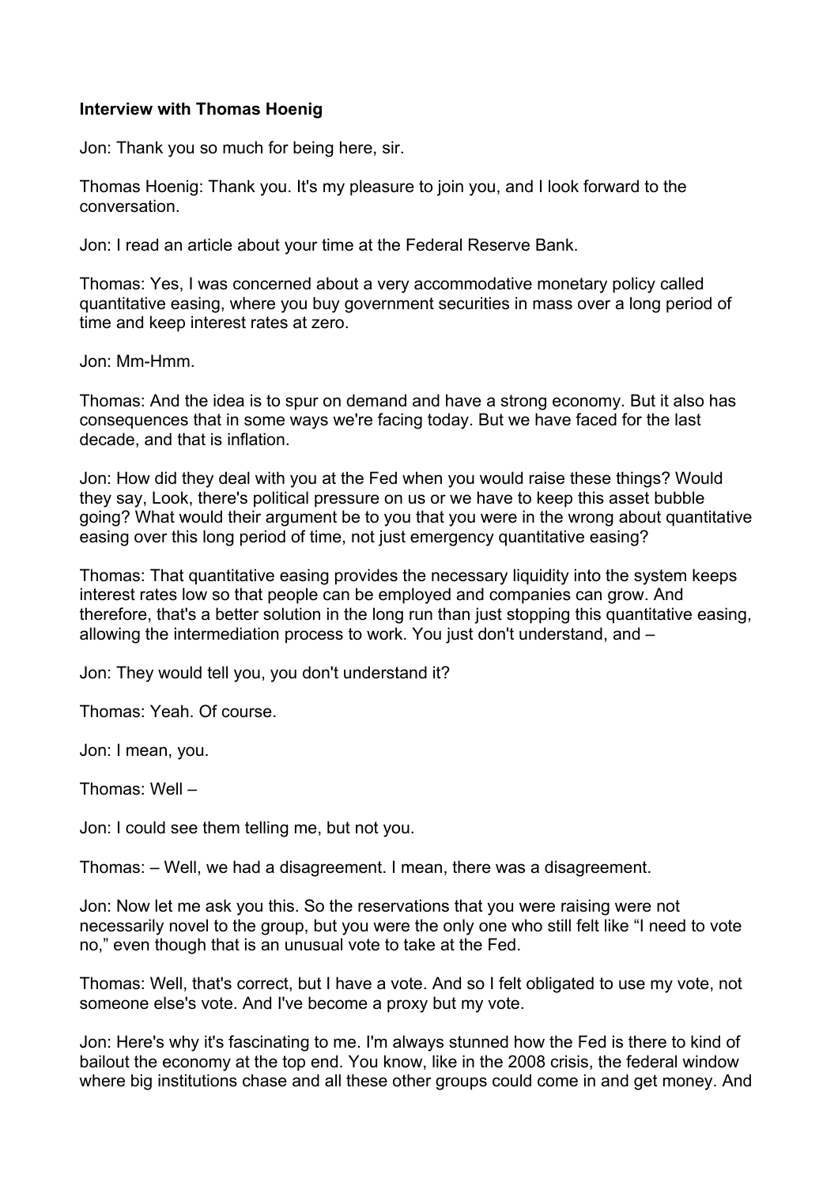**Interview with Thomas Hoenig**

Jon: Thank you so much for being here, sir.

Thomas Hoenig: Thank you. It's my pleasure to join you, and I look forward to the conversation.

Jon: I read an article about your time at the Federal Reserve Bank.

Thomas: Yes, I was concerned about a very accommodative monetary policy called quantitative easing, where you buy government securities in mass over a long period of time and keep interest rates at zero.

Jon: Mm-Hmm.

Thomas: And the idea is to spur on demand and have a strong economy. But it also has consequences that in some ways we're facing today. But we have faced for the last decade, and that is inflation.

Jon: How did they deal with you at the Fed when you would raise these things? Would they say, Look, there's political pressure on us or we have to keep this asset bubble going? What would their argument be to you that you were in the wrong about quantitative easing over this long period of time, not just emergency quantitative easing?

Thomas: That quantitative easing provides the necessary liquidity into the system keeps interest rates low so that people can be employed and companies can grow. And therefore, that's a better solution in the long run than just stopping this quantitative easing, allowing the intermediation process to work. You just don't understand, and –

Jon: They would tell you, you don't understand it?

Thomas: Yeah. Of course.

Jon: I mean, you.

Thomas: Well –

Jon: I could see them telling me, but not you.

Thomas: – Well, we had a disagreement. I mean, there was a disagreement.

Jon: Now let me ask you this. So the reservations that you were raising were not necessarily novel to the group, but you were the only one who still felt like "I need to vote no," even though that is an unusual vote to take at the Fed.

Thomas: Well, that's correct, but I have a vote. And so I felt obligated to use my vote, not someone else's vote. And I've become a proxy but my vote.

Jon: Here's why it's fascinating to me. I'm always stunned how the Fed is there to kind of bailout the economy at the top end. You know, like in the 2008 crisis, the federal window where big institutions chase and all these other groups could come in and get money. And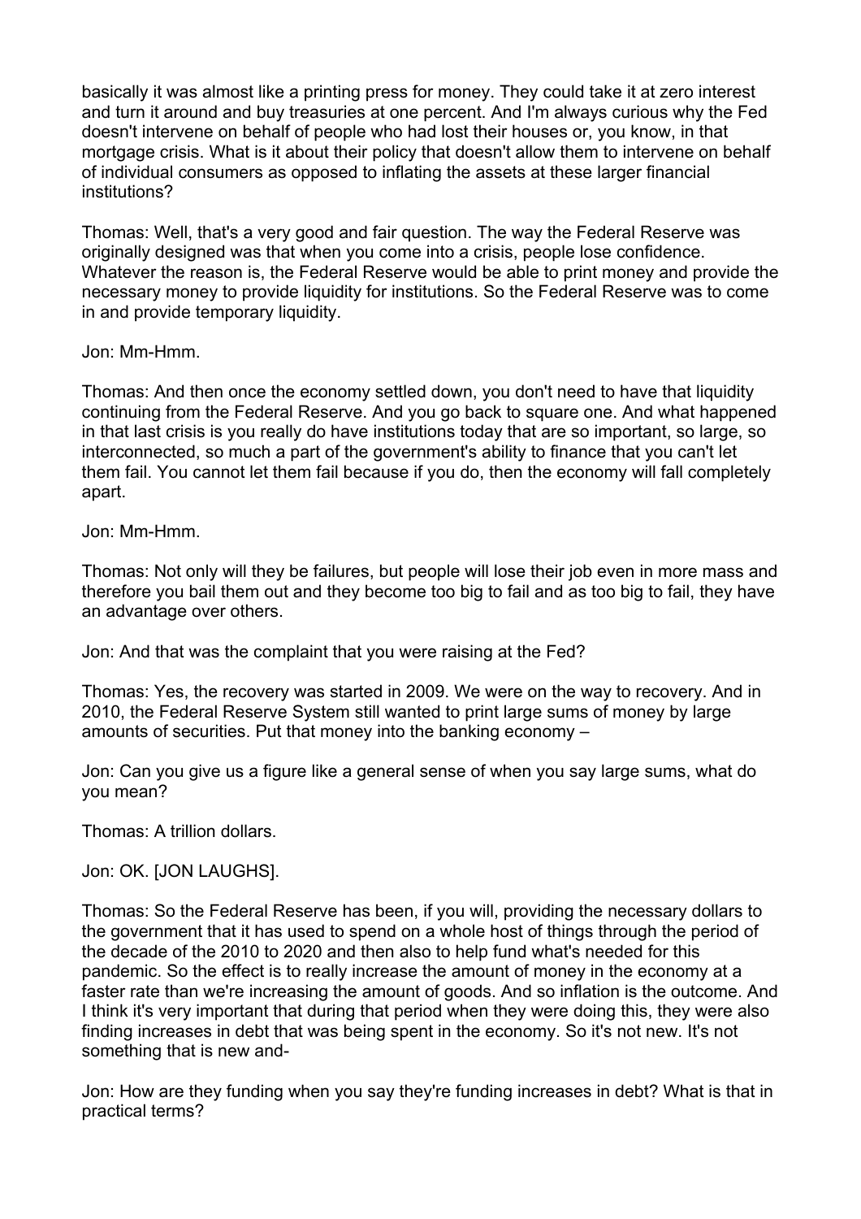basically it was almost like a printing press for money. They could take it at zero interest and turn it around and buy treasuries at one percent. And I'm always curious why the Fed doesn't intervene on behalf of people who had lost their houses or, you know, in that mortgage crisis. What is it about their policy that doesn't allow them to intervene on behalf of individual consumers as opposed to inflating the assets at these larger financial institutions?

Thomas: Well, that's a very good and fair question. The way the Federal Reserve was originally designed was that when you come into a crisis, people lose confidence. Whatever the reason is, the Federal Reserve would be able to print money and provide the necessary money to provide liquidity for institutions. So the Federal Reserve was to come in and provide temporary liquidity.

Jon: Mm-Hmm.

Thomas: And then once the economy settled down, you don't need to have that liquidity continuing from the Federal Reserve. And you go back to square one. And what happened in that last crisis is you really do have institutions today that are so important, so large, so interconnected, so much a part of the government's ability to finance that you can't let them fail. You cannot let them fail because if you do, then the economy will fall completely apart.

Jon: Mm-Hmm.

Thomas: Not only will they be failures, but people will lose their job even in more mass and therefore you bail them out and they become too big to fail and as too big to fail, they have an advantage over others.

Jon: And that was the complaint that you were raising at the Fed?

Thomas: Yes, the recovery was started in 2009. We were on the way to recovery. And in 2010, the Federal Reserve System still wanted to print large sums of money by large amounts of securities. Put that money into the banking economy –

Jon: Can you give us a figure like a general sense of when you say large sums, what do you mean?

Thomas: A trillion dollars.

Jon: OK. [JON LAUGHS].

Thomas: So the Federal Reserve has been, if you will, providing the necessary dollars to the government that it has used to spend on a whole host of things through the period of the decade of the 2010 to 2020 and then also to help fund what's needed for this pandemic. So the effect is to really increase the amount of money in the economy at a faster rate than we're increasing the amount of goods. And so inflation is the outcome. And I think it's very important that during that period when they were doing this, they were also finding increases in debt that was being spent in the economy. So it's not new. It's not something that is new and-

Jon: How are they funding when you say they're funding increases in debt? What is that in practical terms?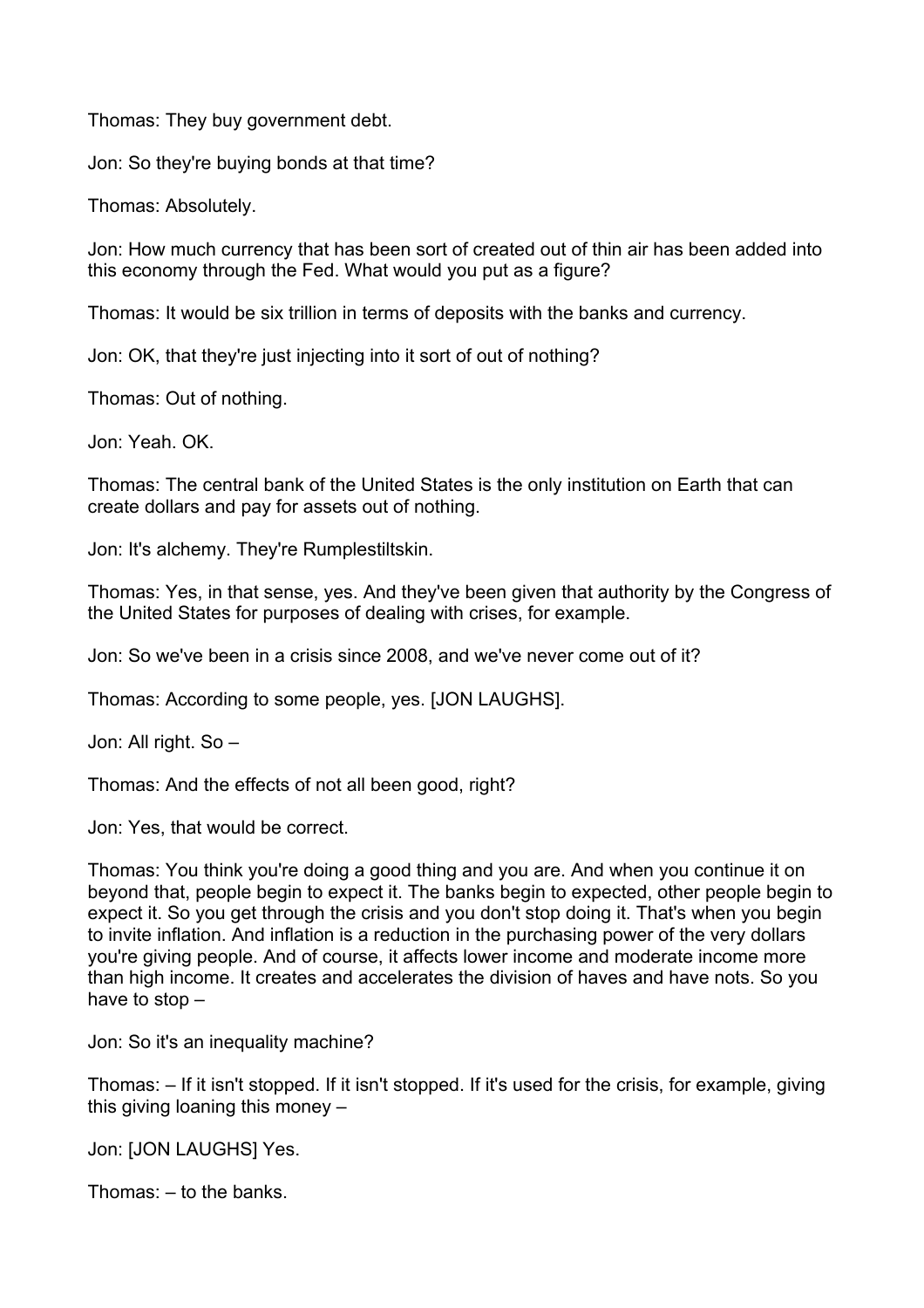Thomas: They buy government debt.

Jon: So they're buying bonds at that time?

Thomas: Absolutely.

Jon: How much currency that has been sort of created out of thin air has been added into this economy through the Fed. What would you put as a figure?

Thomas: It would be six trillion in terms of deposits with the banks and currency.

Jon: OK, that they're just injecting into it sort of out of nothing?

Thomas: Out of nothing.

Jon: Yeah. OK.

Thomas: The central bank of the United States is the only institution on Earth that can create dollars and pay for assets out of nothing.

Jon: It's alchemy. They're Rumplestiltskin.

Thomas: Yes, in that sense, yes. And they've been given that authority by the Congress of the United States for purposes of dealing with crises, for example.

Jon: So we've been in a crisis since 2008, and we've never come out of it?

Thomas: According to some people, yes. [JON LAUGHS].

Jon: All right. So –

Thomas: And the effects of not all been good, right?

Jon: Yes, that would be correct.

Thomas: You think you're doing a good thing and you are. And when you continue it on beyond that, people begin to expect it. The banks begin to expected, other people begin to expect it. So you get through the crisis and you don't stop doing it. That's when you begin to invite inflation. And inflation is a reduction in the purchasing power of the very dollars you're giving people. And of course, it affects lower income and moderate income more than high income. It creates and accelerates the division of haves and have nots. So you have to stop –

Jon: So it's an inequality machine?

Thomas: – If it isn't stopped. If it isn't stopped. If it's used for the crisis, for example, giving this giving loaning this money –

Jon: [JON LAUGHS] Yes.

Thomas: – to the banks.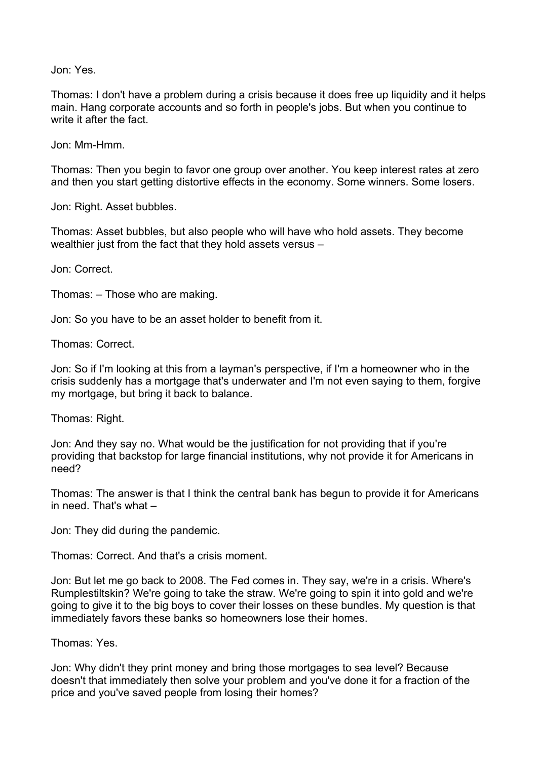Jon: Yes.

Thomas: I don't have a problem during a crisis because it does free up liquidity and it helps main. Hang corporate accounts and so forth in people's jobs. But when you continue to write it after the fact.

Jon: Mm-Hmm.

Thomas: Then you begin to favor one group over another. You keep interest rates at zero and then you start getting distortive effects in the economy. Some winners. Some losers.

Jon: Right. Asset bubbles.

Thomas: Asset bubbles, but also people who will have who hold assets. They become wealthier just from the fact that they hold assets versus –

Jon: Correct.

Thomas: – Those who are making.

Jon: So you have to be an asset holder to benefit from it.

Thomas: Correct.

Jon: So if I'm looking at this from a layman's perspective, if I'm a homeowner who in the crisis suddenly has a mortgage that's underwater and I'm not even saying to them, forgive my mortgage, but bring it back to balance.

Thomas: Right.

Jon: And they say no. What would be the justification for not providing that if you're providing that backstop for large financial institutions, why not provide it for Americans in need?

Thomas: The answer is that I think the central bank has begun to provide it for Americans in need. That's what –

Jon: They did during the pandemic.

Thomas: Correct. And that's a crisis moment.

Jon: But let me go back to 2008. The Fed comes in. They say, we're in a crisis. Where's Rumplestiltskin? We're going to take the straw. We're going to spin it into gold and we're going to give it to the big boys to cover their losses on these bundles. My question is that immediately favors these banks so homeowners lose their homes.

Thomas: Yes.

Jon: Why didn't they print money and bring those mortgages to sea level? Because doesn't that immediately then solve your problem and you've done it for a fraction of the price and you've saved people from losing their homes?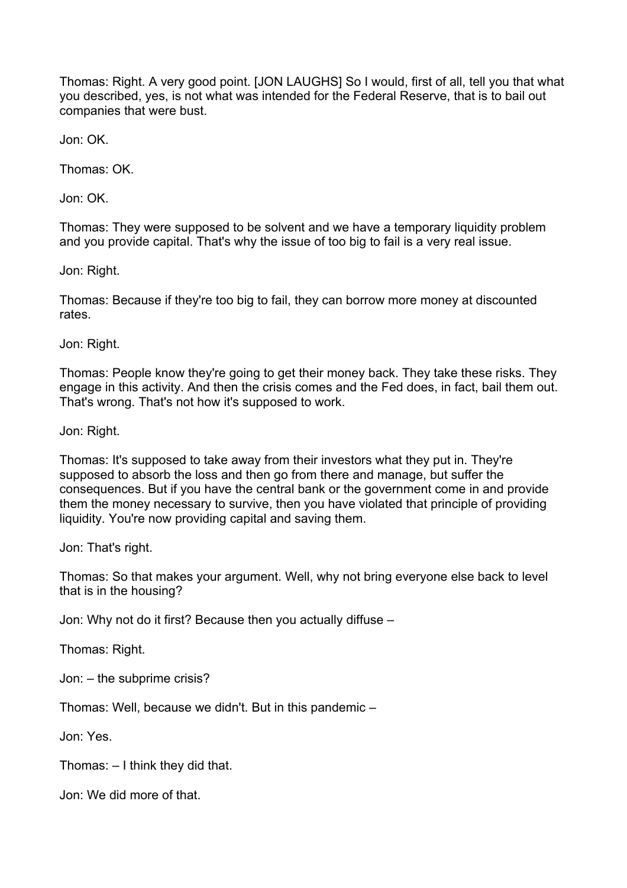Thomas: Right. A very good point. [JON LAUGHS] So I would, first of all, tell you that what you described, yes, is not what was intended for the Federal Reserve, that is to bail out companies that were bust.

Jon: OK.

Thomas: OK.

Jon: OK.

Thomas: They were supposed to be solvent and we have a temporary liquidity problem and you provide capital. That's why the issue of too big to fail is a very real issue.

Jon: Right.

Thomas: Because if they're too big to fail, they can borrow more money at discounted rates.

Jon: Right.

Thomas: People know they're going to get their money back. They take these risks. They engage in this activity. And then the crisis comes and the Fed does, in fact, bail them out. That's wrong. That's not how it's supposed to work.

Jon: Right.

Thomas: It's supposed to take away from their investors what they put in. They're supposed to absorb the loss and then go from there and manage, but suffer the consequences. But if you have the central bank or the government come in and provide them the money necessary to survive, then you have violated that principle of providing liquidity. You're now providing capital and saving them.

Jon: That's right.

Thomas: So that makes your argument. Well, why not bring everyone else back to level that is in the housing?

Jon: Why not do it first? Because then you actually diffuse –

Thomas: Right.

Jon: – the subprime crisis?

Thomas: Well, because we didn't. But in this pandemic –

Jon: Yes.

Thomas: – I think they did that.

Jon: We did more of that.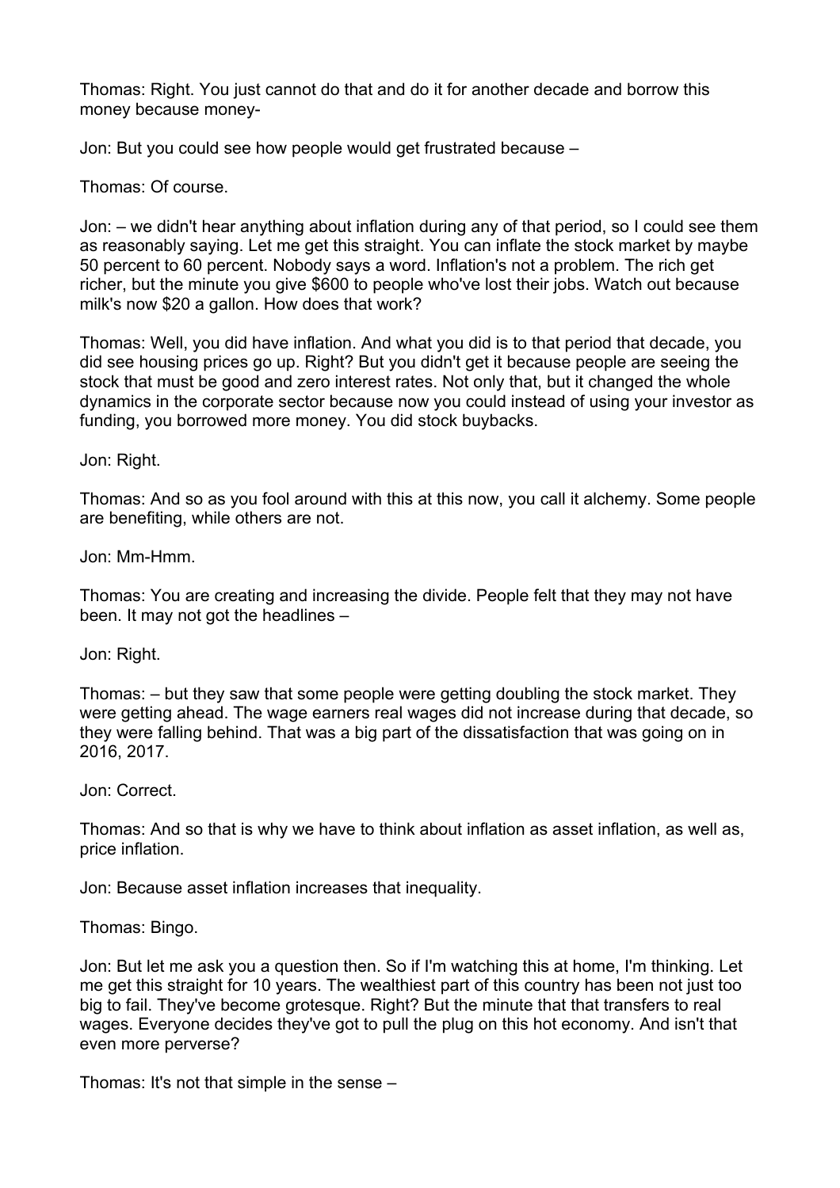Thomas: Right. You just cannot do that and do it for another decade and borrow this money because money-

Jon: But you could see how people would get frustrated because –

Thomas: Of course.

Jon: – we didn't hear anything about inflation during any of that period, so I could see them as reasonably saying. Let me get this straight. You can inflate the stock market by maybe 50 percent to 60 percent. Nobody says a word. Inflation's not a problem. The rich get richer, but the minute you give $600 to people who've lost their jobs. Watch out because milk's now $20 a gallon. How does that work?

Thomas: Well, you did have inflation. And what you did is to that period that decade, you did see housing prices go up. Right? But you didn't get it because people are seeing the stock that must be good and zero interest rates. Not only that, but it changed the whole dynamics in the corporate sector because now you could instead of using your investor as funding, you borrowed more money. You did stock buybacks.

Jon: Right.

Thomas: And so as you fool around with this at this now, you call it alchemy. Some people are benefiting, while others are not.

Jon: Mm-Hmm.

Thomas: You are creating and increasing the divide. People felt that they may not have been. It may not got the headlines –

Jon: Right.

Thomas: – but they saw that some people were getting doubling the stock market. They were getting ahead. The wage earners real wages did not increase during that decade, so they were falling behind. That was a big part of the dissatisfaction that was going on in 2016, 2017.

Jon: Correct.

Thomas: And so that is why we have to think about inflation as asset inflation, as well as, price inflation.

Jon: Because asset inflation increases that inequality.

Thomas: Bingo.

Jon: But let me ask you a question then. So if I'm watching this at home, I'm thinking. Let me get this straight for 10 years. The wealthiest part of this country has been not just too big to fail. They've become grotesque. Right? But the minute that that transfers to real wages. Everyone decides they've got to pull the plug on this hot economy. And isn't that even more perverse?

Thomas: It's not that simple in the sense –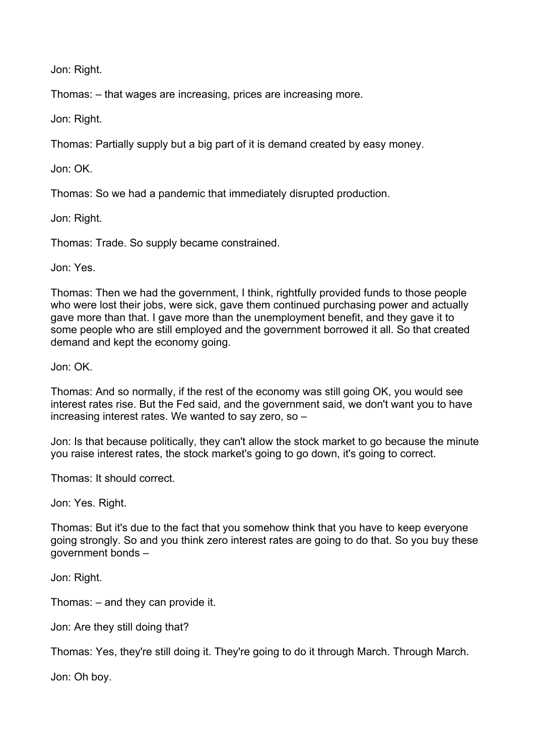Jon: Right.

Thomas: – that wages are increasing, prices are increasing more.

Jon: Right.

Thomas: Partially supply but a big part of it is demand created by easy money.

Jon: OK.

Thomas: So we had a pandemic that immediately disrupted production.

Jon: Right.

Thomas: Trade. So supply became constrained.

Jon: Yes.

Thomas: Then we had the government, I think, rightfully provided funds to those people who were lost their jobs, were sick, gave them continued purchasing power and actually gave more than that. I gave more than the unemployment benefit, and they gave it to some people who are still employed and the government borrowed it all. So that created demand and kept the economy going.

Jon: OK.

Thomas: And so normally, if the rest of the economy was still going OK, you would see interest rates rise. But the Fed said, and the government said, we don't want you to have increasing interest rates. We wanted to say zero, so –

Jon: Is that because politically, they can't allow the stock market to go because the minute you raise interest rates, the stock market's going to go down, it's going to correct.

Thomas: It should correct.

Jon: Yes. Right.

Thomas: But it's due to the fact that you somehow think that you have to keep everyone going strongly. So and you think zero interest rates are going to do that. So you buy these government bonds –

Jon: Right.

Thomas: – and they can provide it.

Jon: Are they still doing that?

Thomas: Yes, they're still doing it. They're going to do it through March. Through March.

Jon: Oh boy.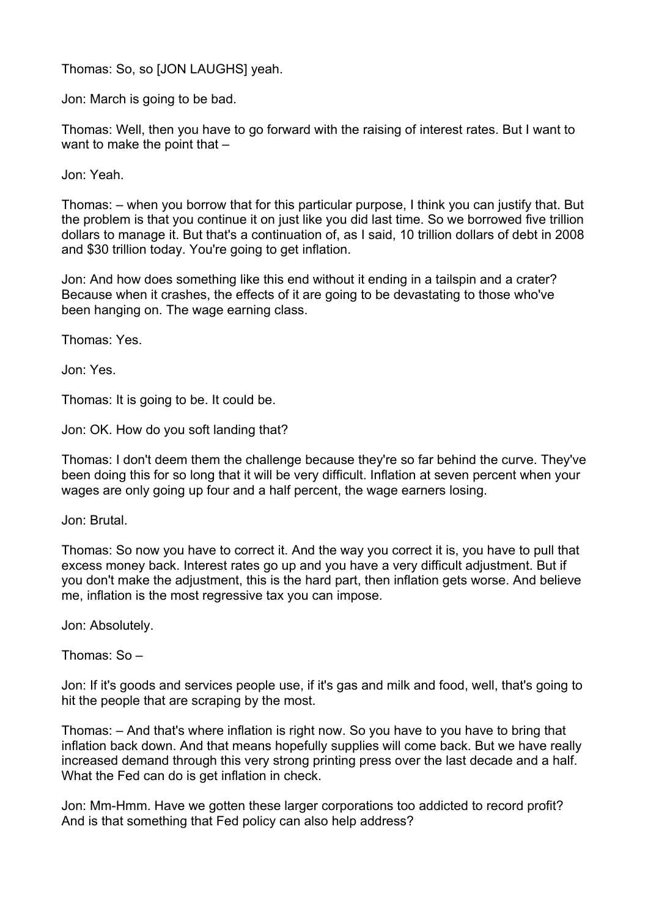Thomas: So, so [JON LAUGHS] yeah.

Jon: March is going to be bad.

Thomas: Well, then you have to go forward with the raising of interest rates. But I want to want to make the point that –

Jon: Yeah.

Thomas: – when you borrow that for this particular purpose, I think you can justify that. But the problem is that you continue it on just like you did last time. So we borrowed five trillion dollars to manage it. But that's a continuation of, as I said, 10 trillion dollars of debt in 2008 and $30 trillion today. You're going to get inflation.

Jon: And how does something like this end without it ending in a tailspin and a crater? Because when it crashes, the effects of it are going to be devastating to those who've been hanging on. The wage earning class.

Thomas: Yes.

Jon: Yes.

Thomas: It is going to be. It could be.

Jon: OK. How do you soft landing that?

Thomas: I don't deem them the challenge because they're so far behind the curve. They've been doing this for so long that it will be very difficult. Inflation at seven percent when your wages are only going up four and a half percent, the wage earners losing.

Jon: Brutal.

Thomas: So now you have to correct it. And the way you correct it is, you have to pull that excess money back. Interest rates go up and you have a very difficult adjustment. But if you don't make the adjustment, this is the hard part, then inflation gets worse. And believe me, inflation is the most regressive tax you can impose.

Jon: Absolutely.

Thomas: So –

Jon: If it's goods and services people use, if it's gas and milk and food, well, that's going to hit the people that are scraping by the most.

Thomas: – And that's where inflation is right now. So you have to you have to bring that inflation back down. And that means hopefully supplies will come back. But we have really increased demand through this very strong printing press over the last decade and a half. What the Fed can do is get inflation in check.

Jon: Mm-Hmm. Have we gotten these larger corporations too addicted to record profit? And is that something that Fed policy can also help address?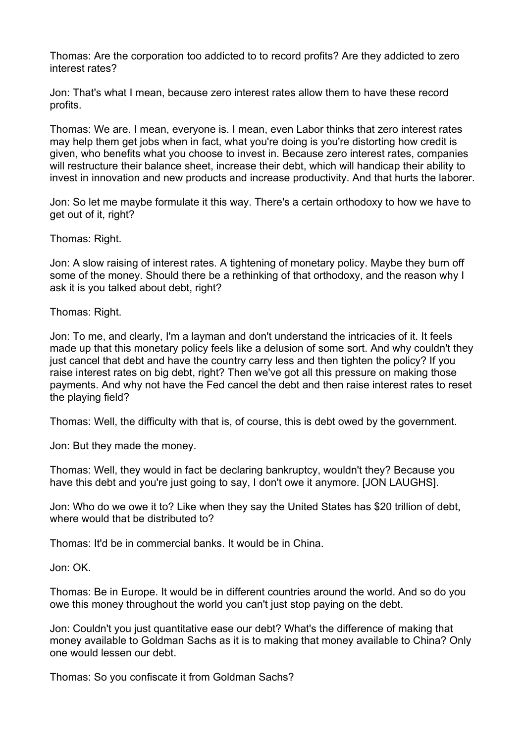Thomas: Are the corporation too addicted to to record profits? Are they addicted to zero interest rates?

Jon: That's what I mean, because zero interest rates allow them to have these record profits.

Thomas: We are. I mean, everyone is. I mean, even Labor thinks that zero interest rates may help them get jobs when in fact, what you're doing is you're distorting how credit is given, who benefits what you choose to invest in. Because zero interest rates, companies will restructure their balance sheet, increase their debt, which will handicap their ability to invest in innovation and new products and increase productivity. And that hurts the laborer.

Jon: So let me maybe formulate it this way. There's a certain orthodoxy to how we have to get out of it, right?

Thomas: Right.

Jon: A slow raising of interest rates. A tightening of monetary policy. Maybe they burn off some of the money. Should there be a rethinking of that orthodoxy, and the reason why I ask it is you talked about debt, right?

Thomas: Right.

Jon: To me, and clearly, I'm a layman and don't understand the intricacies of it. It feels made up that this monetary policy feels like a delusion of some sort. And why couldn't they just cancel that debt and have the country carry less and then tighten the policy? If you raise interest rates on big debt, right? Then we've got all this pressure on making those payments. And why not have the Fed cancel the debt and then raise interest rates to reset the playing field?

Thomas: Well, the difficulty with that is, of course, this is debt owed by the government.

Jon: But they made the money.

Thomas: Well, they would in fact be declaring bankruptcy, wouldn't they? Because you have this debt and you're just going to say, I don't owe it anymore. [JON LAUGHS].

Jon: Who do we owe it to? Like when they say the United States has $20 trillion of debt, where would that be distributed to?

Thomas: It'd be in commercial banks. It would be in China.

Jon: OK.

Thomas: Be in Europe. It would be in different countries around the world. And so do you owe this money throughout the world you can't just stop paying on the debt.

Jon: Couldn't you just quantitative ease our debt? What's the difference of making that money available to Goldman Sachs as it is to making that money available to China? Only one would lessen our debt.

Thomas: So you confiscate it from Goldman Sachs?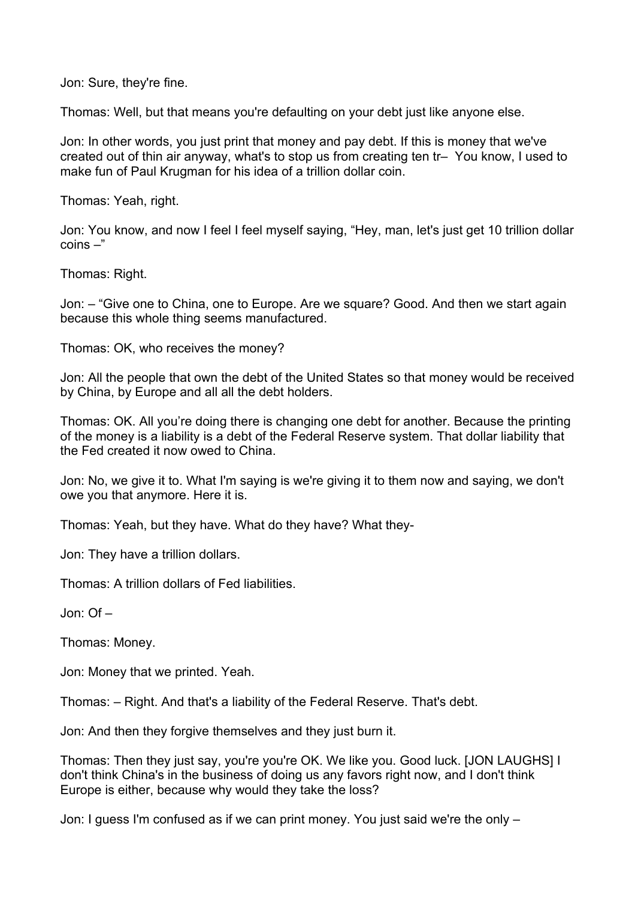Jon: Sure, they're fine.

Thomas: Well, but that means you're defaulting on your debt just like anyone else.

Jon: In other words, you just print that money and pay debt. If this is money that we've created out of thin air anyway, what's to stop us from creating ten tr– You know, I used to make fun of Paul Krugman for his idea of a trillion dollar coin.

Thomas: Yeah, right.

Jon: You know, and now I feel I feel myself saying, "Hey, man, let's just get 10 trillion dollar coins –"

Thomas: Right.

Jon: – "Give one to China, one to Europe. Are we square? Good. And then we start again because this whole thing seems manufactured.

Thomas: OK, who receives the money?

Jon: All the people that own the debt of the United States so that money would be received by China, by Europe and all all the debt holders.

Thomas: OK. All you're doing there is changing one debt for another. Because the printing of the money is a liability is a debt of the Federal Reserve system. That dollar liability that the Fed created it now owed to China.

Jon: No, we give it to. What I'm saying is we're giving it to them now and saying, we don't owe you that anymore. Here it is.

Thomas: Yeah, but they have. What do they have? What they-

Jon: They have a trillion dollars.

Thomas: A trillion dollars of Fed liabilities.

Jon: Of –

Thomas: Money.

Jon: Money that we printed. Yeah.

Thomas: – Right. And that's a liability of the Federal Reserve. That's debt.

Jon: And then they forgive themselves and they just burn it.

Thomas: Then they just say, you're you're OK. We like you. Good luck. [JON LAUGHS] I don't think China's in the business of doing us any favors right now, and I don't think Europe is either, because why would they take the loss?

Jon: I guess I'm confused as if we can print money. You just said we're the only –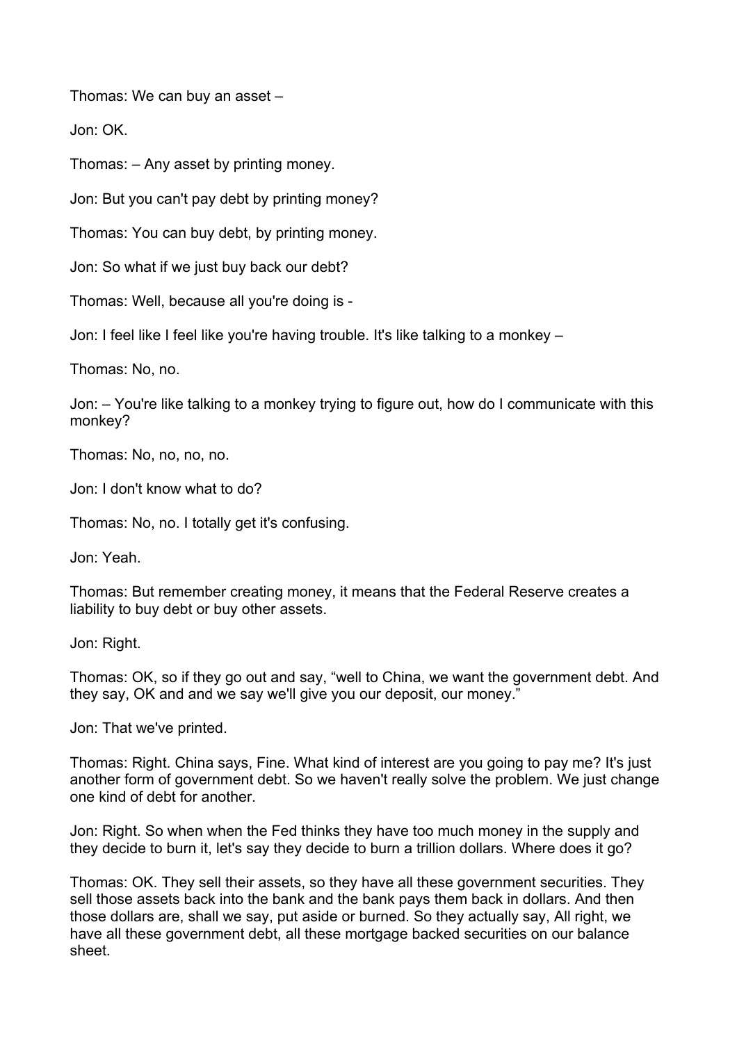Thomas: We can buy an asset –

Jon: OK.

Thomas: – Any asset by printing money.

Jon: But you can't pay debt by printing money?

Thomas: You can buy debt, by printing money.

Jon: So what if we just buy back our debt?

Thomas: Well, because all you're doing is -

Jon: I feel like I feel like you're having trouble. It's like talking to a monkey –

Thomas: No, no.

Jon: – You're like talking to a monkey trying to figure out, how do I communicate with this monkey?

Thomas: No, no, no, no.

Jon: I don't know what to do?

Thomas: No, no. I totally get it's confusing.

Jon: Yeah.

Thomas: But remember creating money, it means that the Federal Reserve creates a liability to buy debt or buy other assets.

Jon: Right.

Thomas: OK, so if they go out and say, "well to China, we want the government debt. And they say, OK and and we say we'll give you our deposit, our money."

Jon: That we've printed.

Thomas: Right. China says, Fine. What kind of interest are you going to pay me? It's just another form of government debt. So we haven't really solve the problem. We just change one kind of debt for another.

Jon: Right. So when when the Fed thinks they have too much money in the supply and they decide to burn it, let's say they decide to burn a trillion dollars. Where does it go?

Thomas: OK. They sell their assets, so they have all these government securities. They sell those assets back into the bank and the bank pays them back in dollars. And then those dollars are, shall we say, put aside or burned. So they actually say, All right, we have all these government debt, all these mortgage backed securities on our balance sheet.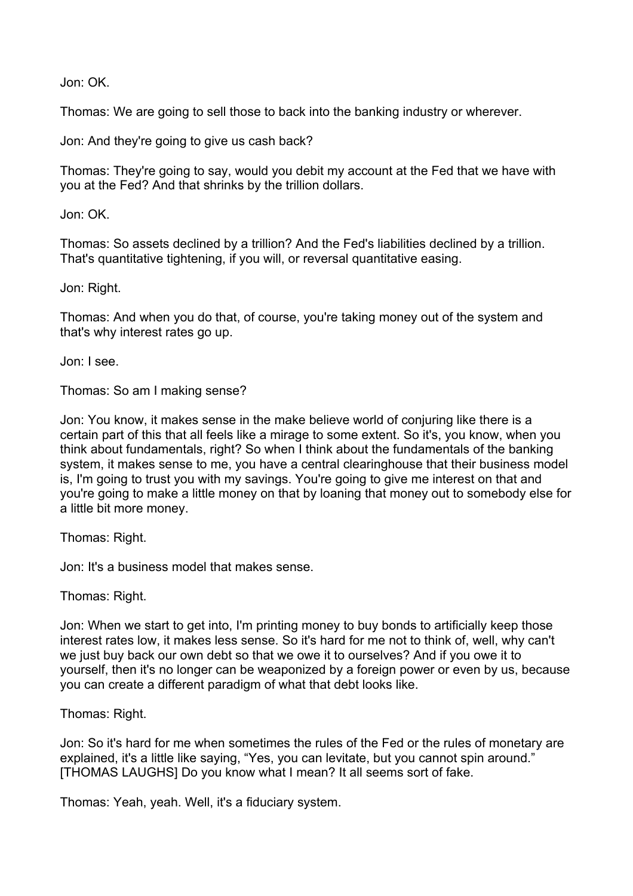Jon: OK.

Thomas: We are going to sell those to back into the banking industry or wherever.

Jon: And they're going to give us cash back?

Thomas: They're going to say, would you debit my account at the Fed that we have with you at the Fed? And that shrinks by the trillion dollars.

Jon: OK.

Thomas: So assets declined by a trillion? And the Fed's liabilities declined by a trillion. That's quantitative tightening, if you will, or reversal quantitative easing.

Jon: Right.

Thomas: And when you do that, of course, you're taking money out of the system and that's why interest rates go up.

Jon: I see.

Thomas: So am I making sense?

Jon: You know, it makes sense in the make believe world of conjuring like there is a certain part of this that all feels like a mirage to some extent. So it's, you know, when you think about fundamentals, right? So when I think about the fundamentals of the banking system, it makes sense to me, you have a central clearinghouse that their business model is, I'm going to trust you with my savings. You're going to give me interest on that and you're going to make a little money on that by loaning that money out to somebody else for a little bit more money.

Thomas: Right.

Jon: It's a business model that makes sense.

Thomas: Right.

Jon: When we start to get into, I'm printing money to buy bonds to artificially keep those interest rates low, it makes less sense. So it's hard for me not to think of, well, why can't we just buy back our own debt so that we owe it to ourselves? And if you owe it to yourself, then it's no longer can be weaponized by a foreign power or even by us, because you can create a different paradigm of what that debt looks like.

Thomas: Right.

Jon: So it's hard for me when sometimes the rules of the Fed or the rules of monetary are explained, it's a little like saying, "Yes, you can levitate, but you cannot spin around." [THOMAS LAUGHS] Do you know what I mean? It all seems sort of fake.

Thomas: Yeah, yeah. Well, it's a fiduciary system.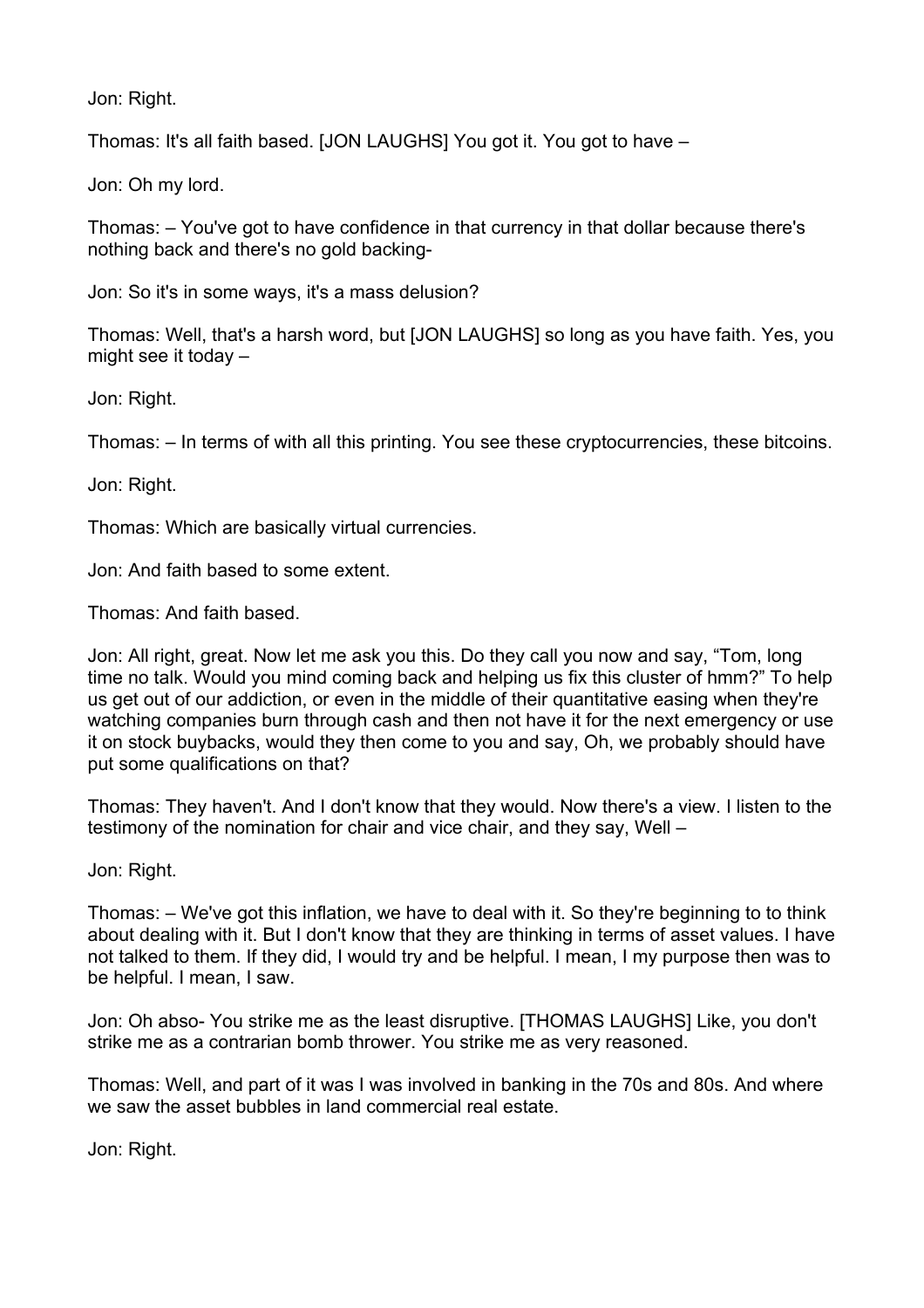Jon: Right.

Thomas: It's all faith based. [JON LAUGHS] You got it. You got to have –

Jon: Oh my lord.

Thomas: – You've got to have confidence in that currency in that dollar because there's nothing back and there's no gold backing-

Jon: So it's in some ways, it's a mass delusion?

Thomas: Well, that's a harsh word, but [JON LAUGHS] so long as you have faith. Yes, you might see it today –

Jon: Right.

Thomas: – In terms of with all this printing. You see these cryptocurrencies, these bitcoins.

Jon: Right.

Thomas: Which are basically virtual currencies.

Jon: And faith based to some extent.

Thomas: And faith based.

Jon: All right, great. Now let me ask you this. Do they call you now and say, “Tom, long time no talk. Would you mind coming back and helping us fix this cluster of hmm?” To help us get out of our addiction, or even in the middle of their quantitative easing when they're watching companies burn through cash and then not have it for the next emergency or use it on stock buybacks, would they then come to you and say, Oh, we probably should have put some qualifications on that?

Thomas: They haven't. And I don't know that they would. Now there's a view. I listen to the testimony of the nomination for chair and vice chair, and they say, Well –

Jon: Right.

Thomas: – We've got this inflation, we have to deal with it. So they're beginning to to think about dealing with it. But I don't know that they are thinking in terms of asset values. I have not talked to them. If they did, I would try and be helpful. I mean, I my purpose then was to be helpful. I mean, I saw.

Jon: Oh abso- You strike me as the least disruptive. [THOMAS LAUGHS] Like, you don't strike me as a contrarian bomb thrower. You strike me as very reasoned.

Thomas: Well, and part of it was I was involved in banking in the 70s and 80s. And where we saw the asset bubbles in land commercial real estate.

Jon: Right.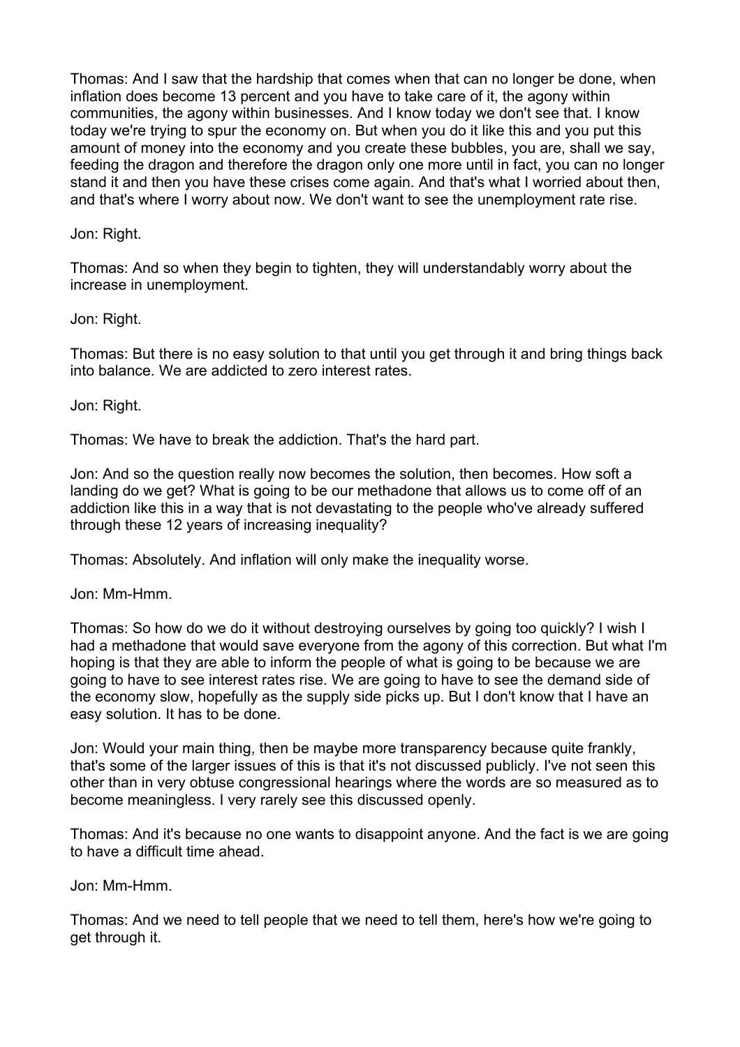Thomas: And I saw that the hardship that comes when that can no longer be done, when inflation does become 13 percent and you have to take care of it, the agony within communities, the agony within businesses. And I know today we don't see that. I know today we're trying to spur the economy on. But when you do it like this and you put this amount of money into the economy and you create these bubbles, you are, shall we say, feeding the dragon and therefore the dragon only one more until in fact, you can no longer stand it and then you have these crises come again. And that's what I worried about then, and that's where I worry about now. We don't want to see the unemployment rate rise.

Jon: Right.

Thomas: And so when they begin to tighten, they will understandably worry about the increase in unemployment.

Jon: Right.

Thomas: But there is no easy solution to that until you get through it and bring things back into balance. We are addicted to zero interest rates.

Jon: Right.

Thomas: We have to break the addiction. That's the hard part.

Jon: And so the question really now becomes the solution, then becomes. How soft a landing do we get? What is going to be our methadone that allows us to come off of an addiction like this in a way that is not devastating to the people who've already suffered through these 12 years of increasing inequality?

Thomas: Absolutely. And inflation will only make the inequality worse.

Jon: Mm-Hmm.

Thomas: So how do we do it without destroying ourselves by going too quickly? I wish I had a methadone that would save everyone from the agony of this correction. But what I'm hoping is that they are able to inform the people of what is going to be because we are going to have to see interest rates rise. We are going to have to see the demand side of the economy slow, hopefully as the supply side picks up. But I don't know that I have an easy solution. It has to be done.

Jon: Would your main thing, then be maybe more transparency because quite frankly, that's some of the larger issues of this is that it's not discussed publicly. I've not seen this other than in very obtuse congressional hearings where the words are so measured as to become meaningless. I very rarely see this discussed openly.

Thomas: And it's because no one wants to disappoint anyone. And the fact is we are going to have a difficult time ahead.

Jon: Mm-Hmm.

Thomas: And we need to tell people that we need to tell them, here's how we're going to get through it.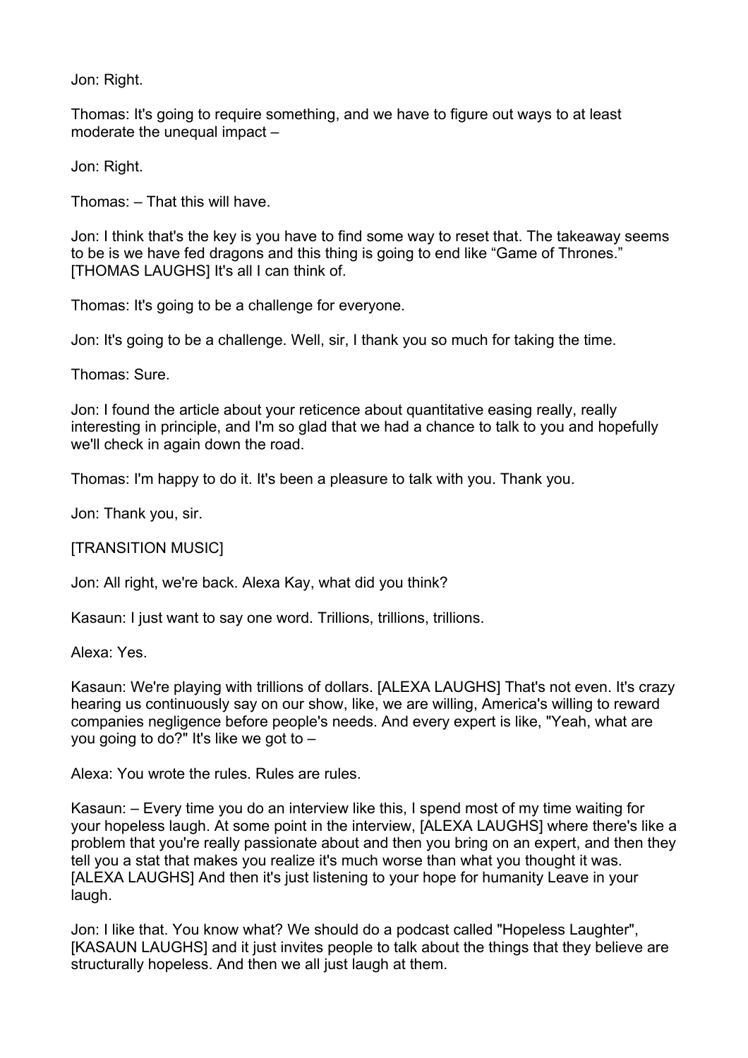Jon: Right.

Thomas: It's going to require something, and we have to figure out ways to at least moderate the unequal impact –

Jon: Right.

Thomas: – That this will have.

Jon: I think that's the key is you have to find some way to reset that. The takeaway seems to be is we have fed dragons and this thing is going to end like "Game of Thrones." [THOMAS LAUGHS] It's all I can think of.

Thomas: It's going to be a challenge for everyone.

Jon: It's going to be a challenge. Well, sir, I thank you so much for taking the time.

Thomas: Sure.

Jon: I found the article about your reticence about quantitative easing really, really interesting in principle, and I'm so glad that we had a chance to talk to you and hopefully we'll check in again down the road.

Thomas: I'm happy to do it. It's been a pleasure to talk with you. Thank you.

Jon: Thank you, sir.

[TRANSITION MUSIC]

Jon: All right, we're back. Alexa Kay, what did you think?

Kasaun: I just want to say one word. Trillions, trillions, trillions.

Alexa: Yes.

Kasaun: We're playing with trillions of dollars. [ALEXA LAUGHS] That's not even. It's crazy hearing us continuously say on our show, like, we are willing, America's willing to reward companies negligence before people's needs. And every expert is like, "Yeah, what are you going to do?" It's like we got to –

Alexa: You wrote the rules. Rules are rules.

Kasaun: – Every time you do an interview like this, I spend most of my time waiting for your hopeless laugh. At some point in the interview, [ALEXA LAUGHS] where there's like a problem that you're really passionate about and then you bring on an expert, and then they tell you a stat that makes you realize it's much worse than what you thought it was. [ALEXA LAUGHS] And then it's just listening to your hope for humanity Leave in your laugh.

Jon: I like that. You know what? We should do a podcast called "Hopeless Laughter", [KASAUN LAUGHS] and it just invites people to talk about the things that they believe are structurally hopeless. And then we all just laugh at them.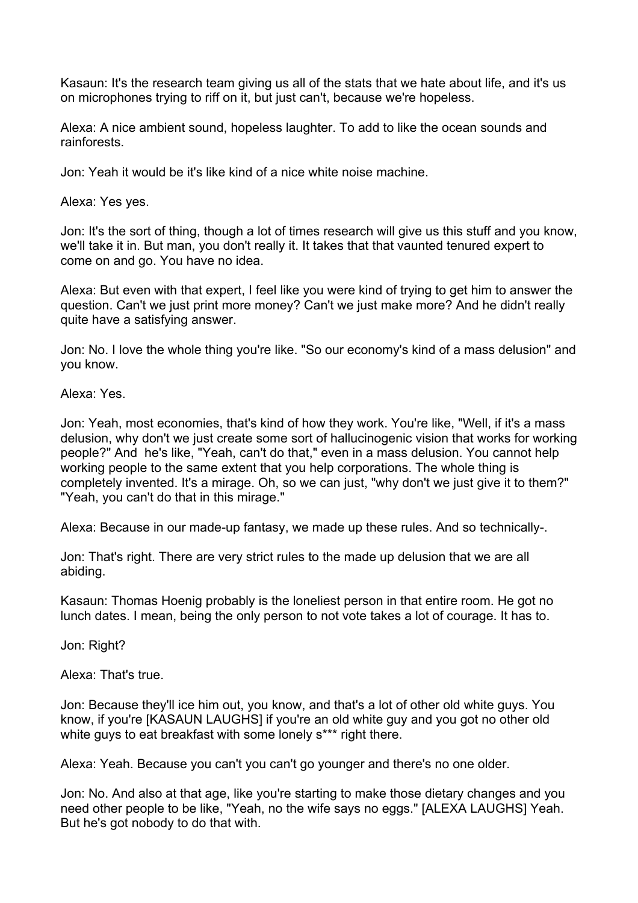Kasaun: It's the research team giving us all of the stats that we hate about life, and it's us on microphones trying to riff on it, but just can't, because we're hopeless.

Alexa: A nice ambient sound, hopeless laughter. To add to like the ocean sounds and rainforests.

Jon: Yeah it would be it's like kind of a nice white noise machine.

Alexa: Yes yes.

Jon: It's the sort of thing, though a lot of times research will give us this stuff and you know, we'll take it in. But man, you don't really it. It takes that that vaunted tenured expert to come on and go. You have no idea.

Alexa: But even with that expert, I feel like you were kind of trying to get him to answer the question. Can't we just print more money? Can't we just make more? And he didn't really quite have a satisfying answer.

Jon: No. I love the whole thing you're like. "So our economy's kind of a mass delusion" and you know.

Alexa: Yes.

Jon: Yeah, most economies, that's kind of how they work. You're like, "Well, if it's a mass delusion, why don't we just create some sort of hallucinogenic vision that works for working people?" And he's like, "Yeah, can't do that," even in a mass delusion. You cannot help working people to the same extent that you help corporations. The whole thing is completely invented. It's a mirage. Oh, so we can just, "why don't we just give it to them?" "Yeah, you can't do that in this mirage."

Alexa: Because in our made-up fantasy, we made up these rules. And so technically-.

Jon: That's right. There are very strict rules to the made up delusion that we are all abiding.

Kasaun: Thomas Hoenig probably is the loneliest person in that entire room. He got no lunch dates. I mean, being the only person to not vote takes a lot of courage. It has to.

Jon: Right?

Alexa: That's true.

Jon: Because they'll ice him out, you know, and that's a lot of other old white guys. You know, if you're [KASAUN LAUGHS] if you're an old white guy and you got no other old white guys to eat breakfast with some lonely s*** right there.

Alexa: Yeah. Because you can't you can't go younger and there's no one older.

Jon: No. And also at that age, like you're starting to make those dietary changes and you need other people to be like, "Yeah, no the wife says no eggs." [ALEXA LAUGHS] Yeah. But he's got nobody to do that with.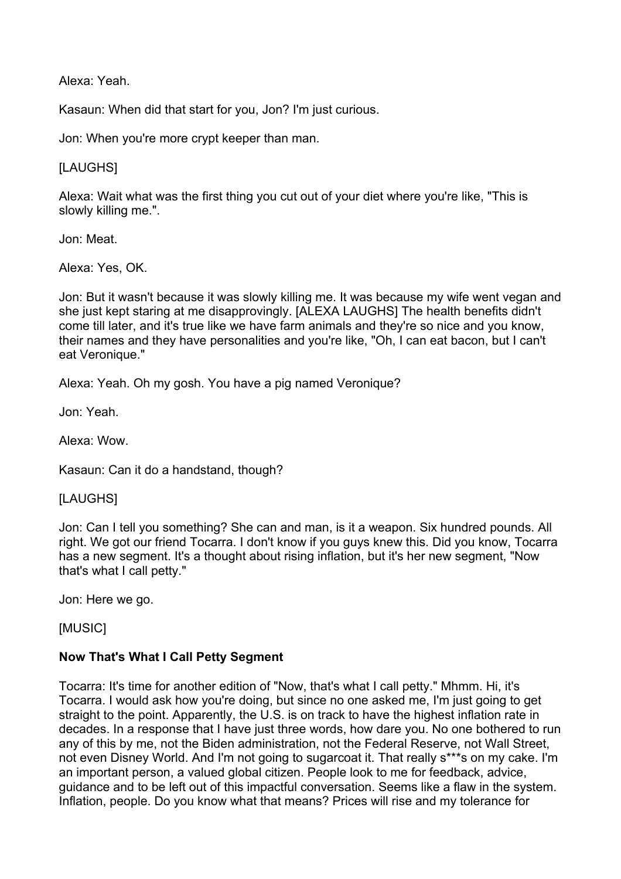Alexa: Yeah.

Kasaun: When did that start for you, Jon? I'm just curious.

Jon: When you're more crypt keeper than man.

[LAUGHS]

Alexa: Wait what was the first thing you cut out of your diet where you're like, "This is slowly killing me.".

Jon: Meat.

Alexa: Yes, OK.

Jon: But it wasn't because it was slowly killing me. It was because my wife went vegan and she just kept staring at me disapprovingly. [ALEXA LAUGHS] The health benefits didn't come till later, and it's true like we have farm animals and they're so nice and you know, their names and they have personalities and you're like, "Oh, I can eat bacon, but I can't eat Veronique."

Alexa: Yeah. Oh my gosh. You have a pig named Veronique?

Jon: Yeah.

Alexa: Wow.

Kasaun: Can it do a handstand, though?

[LAUGHS]

Jon: Can I tell you something? She can and man, is it a weapon. Six hundred pounds. All right. We got our friend Tocarra. I don't know if you guys knew this. Did you know, Tocarra has a new segment. It's a thought about rising inflation, but it's her new segment, "Now that's what I call petty."

Jon: Here we go.

[MUSIC]

**Now That's What I Call Petty Segment**

Tocarra: It's time for another edition of "Now, that's what I call petty." Mhmm. Hi, it's Tocarra. I would ask how you're doing, but since no one asked me, I'm just going to get straight to the point. Apparently, the U.S. is on track to have the highest inflation rate in decades. In a response that I have just three words, how dare you. No one bothered to run any of this by me, not the Biden administration, not the Federal Reserve, not Wall Street, not even Disney World. And I'm not going to sugarcoat it. That really s***s on my cake. I'm an important person, a valued global citizen. People look to me for feedback, advice, guidance and to be left out of this impactful conversation. Seems like a flaw in the system. Inflation, people. Do you know what that means? Prices will rise and my tolerance for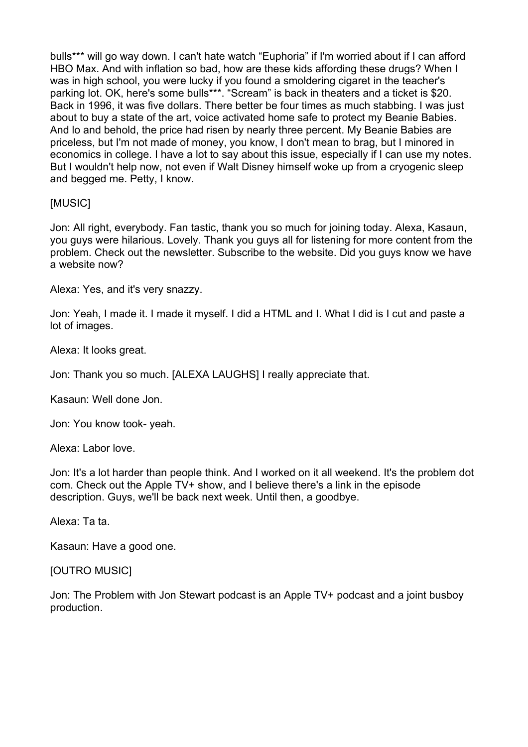bulls*** will go way down. I can't hate watch “Euphoria” if I'm worried about if I can afford HBO Max. And with inflation so bad, how are these kids affording these drugs? When I was in high school, you were lucky if you found a smoldering cigaret in the teacher's parking lot. OK, here's some bulls***. “Scream” is back in theaters and a ticket is $20. Back in 1996, it was five dollars. There better be four times as much stabbing. I was just about to buy a state of the art, voice activated home safe to protect my Beanie Babies. And lo and behold, the price had risen by nearly three percent. My Beanie Babies are priceless, but I'm not made of money, you know, I don't mean to brag, but I minored in economics in college. I have a lot to say about this issue, especially if I can use my notes. But I wouldn't help now, not even if Walt Disney himself woke up from a cryogenic sleep and begged me. Petty, I know.

[MUSIC]

Jon: All right, everybody. Fan tastic, thank you so much for joining today. Alexa, Kasaun, you guys were hilarious. Lovely. Thank you guys all for listening for more content from the problem. Check out the newsletter. Subscribe to the website. Did you guys know we have a website now?

Alexa: Yes, and it's very snazzy.

Jon: Yeah, I made it. I made it myself. I did a HTML and I. What I did is I cut and paste a lot of images.

Alexa: It looks great.

Jon: Thank you so much. [ALEXA LAUGHS] I really appreciate that.

Kasaun: Well done Jon.

Jon: You know took- yeah.

Alexa: Labor love.

Jon: It's a lot harder than people think. And I worked on it all weekend. It's the problem dot com. Check out the Apple TV+ show, and I believe there's a link in the episode description. Guys, we'll be back next week. Until then, a goodbye.

Alexa: Ta ta.

Kasaun: Have a good one.

[OUTRO MUSIC]

Jon: The Problem with Jon Stewart podcast is an Apple TV+ podcast and a joint busboy production.